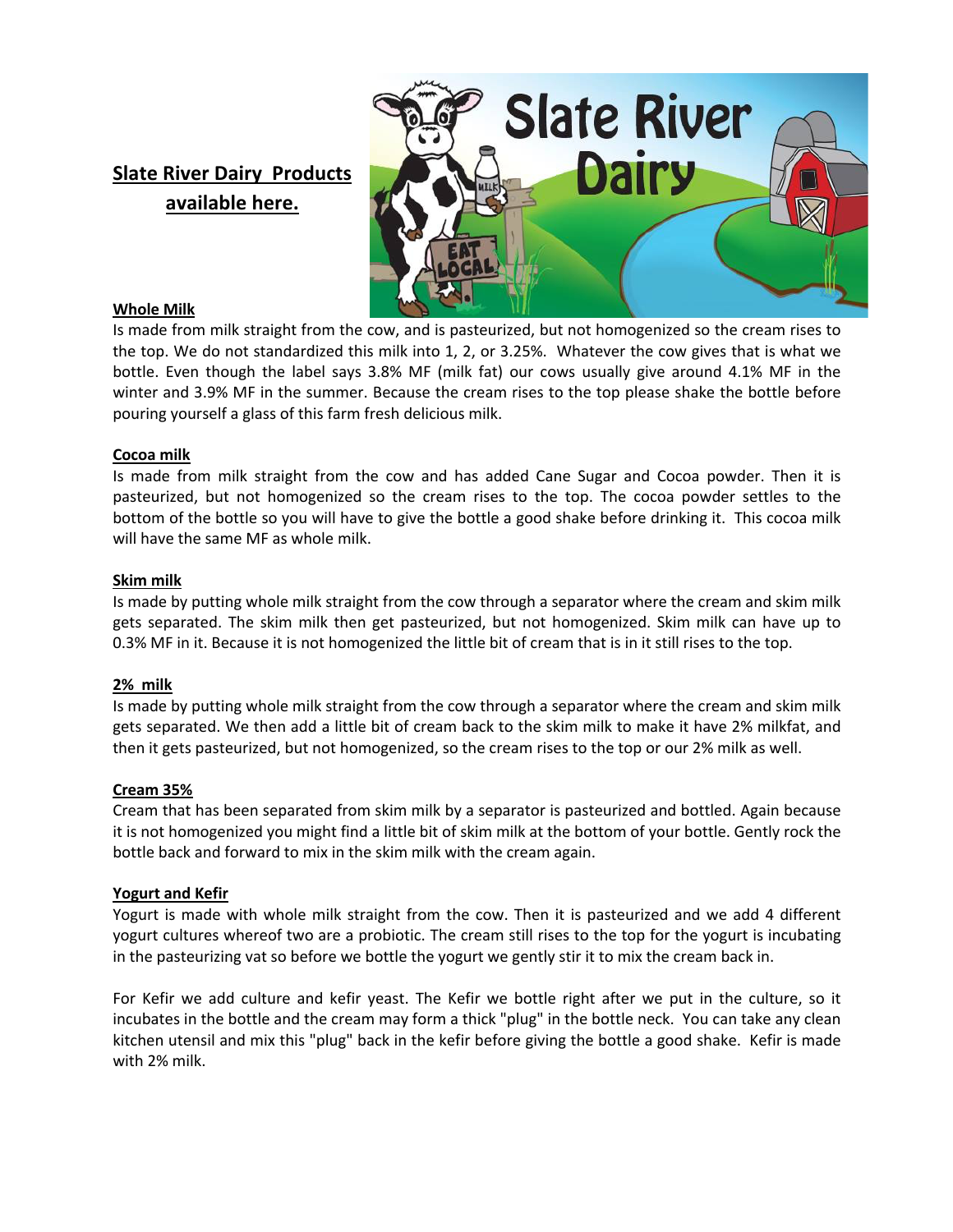## **Slate River Dairy Products available here.**

**Whole Milk**

Is made from milk straight from the cow, and is pasteurized, but not homogenized so the cream rises to the top. We do not standardized this milk into 1, 2, or 3.25%. Whatever the cow gives that is what we bottle. Even though the label says 3.8% MF (milk fat) our cows usually give around 4.1% MF in the winter and 3.9% MF in the summer. Because the cream rises to the top please shake the bottle before pouring yourself a glass of this farm fresh delicious milk.

**Cocoa milk**

Is made from milk straight from the cow and has added Cane Sugar and Cocoa powder. Then it is pasteurized, but not homogenized so the cream rises to the top. The cocoa powder settles to the bottom of the bottle so you will have to give the bottle a good shake before drinking it. This cocoa milk will have the same MF as whole milk.

**Skim milk**

Is made by putting whole milk straight from the cow through a separator where the cream and skim milk gets separated. The skim milk then get pasteurized, but not homogenized. Skim milk can have up to 0.3% MF in it. Because it is not homogenized the little bit of cream that is in it still rises to the top.

**2% milk**

Is made by putting whole milk straight from the cow through a separator where the cream and skim milk gets separated. We then add a little bit of cream back to the skim milk to make it have 2% milkfat, and then it gets pasteurized, but not homogenized, so the cream rises to the top or our 2% milk as well.

**Cream 35%**

Cream that has been separated from skim milk by a separator is pasteurized and bottled. Again because it is not homogenized you might find a little bit of skim milk at the bottom of your bottle. Gently rock the bottle back and forward to mix in the skim milk with the cream again.

**Yogurt and Kefir**

Yogurt is made with whole milk straight from the cow. Then it is pasteurized and we add 4 different yogurt cultures whereof two are a probiotic. The cream still rises to the top for the yogurt is incubating in the pasteurizing vat so before we bottle the yogurt we gently stir it to mix the cream back in.

For Kefir we add culture and kefir yeast. The Kefir we bottle right after we put in the culture, so it incubates in the bottle and the cream may form a thick "plug" in the bottle neck. You can take any clean kitchen utensil and mix this "plug" back in the kefir before giving the bottle a good shake. Kefir is made with 2% milk.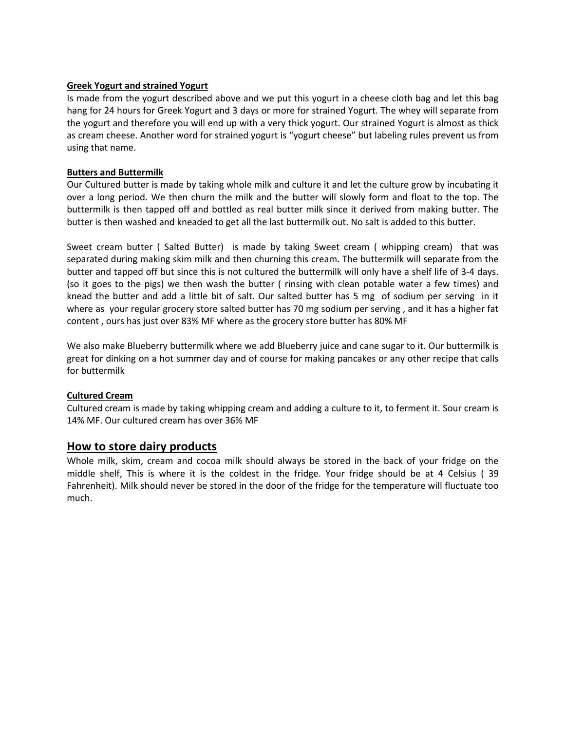**Greek Yogurt and strained Yogurt**

Is made from the yogurt described above and we put this yogurt in a cheese cloth bag and let this bag hang for 24 hours for Greek Yogurt and 3 days or more for strained Yogurt. The whey will separate from the yogurt and therefore you will end up with a very thick yogurt. Our strained Yogurt is almost as thick as cream cheese. Another word for strained yogurt is "yogurt cheese" but labeling rules prevent us from using that name.

**Butters and Buttermilk**

Our Cultured butter is made by taking whole milk and culture it and let the culture grow by incubating it over a long period. We then churn the milk and the butter will slowly form and float to the top. The buttermilk is then tapped off and bottled as real butter milk since it derived from making butter. The butter is then washed and kneaded to get all the last buttermilk out. No salt is added to this butter.

Sweet cream butter ( Salted Butter) is made by taking Sweet cream ( whipping cream) that was separated during making skim milk and then churning this cream. The buttermilk will separate from the butter and tapped off but since this is not cultured the buttermilk will only have a shelf life of 3-4 days. (so it goes to the pigs) we then wash the butter ( rinsing with clean potable water a few times) and knead the butter and add a little bit of salt. Our salted butter has 5 mg of sodium per serving in it where as your regular grocery store salted butter has 70 mg sodium per serving , and it has a higher fat content , ours has just over 83% MF where as the grocery store butter has 80% MF

We also make Blueberry buttermilk where we add Blueberry juice and cane sugar to it. Our buttermilk is great for dinking on a hot summer day and of course for making pancakes or any other recipe that calls for buttermilk

**Cultured Cream**

Cultured cream is made by taking whipping cream and adding a culture to it, to ferment it. Sour cream is 14% MF. Our cultured cream has over 36% MF

## How to store dairy products

Whole milk, skim, cream and cocoa milk should always be stored in the back of your fridge on the middle shelf, This is where it is the coldest in the fridge. Your fridge should be at 4 Celsius ( 39 Fahrenheit). Milk should never be stored in the door of the fridge for the temperature will fluctuate too much.